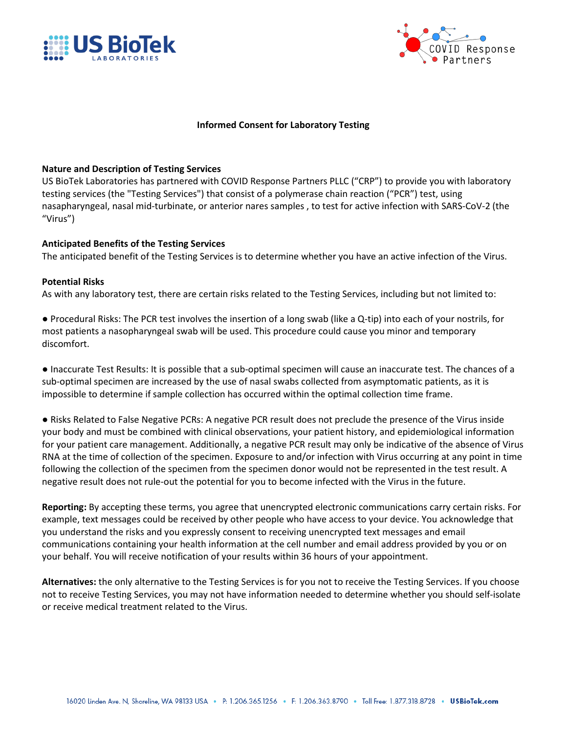# Informed Consent for Laboratory Testing

**Nature and Description of Testing Services**

US BioTek Laboratories has partnered with COVID Response Partners PLLC ("CRP") to provide you with laboratory testing services (the "Testing Services") that consist of a polymerase chain reaction ("PCR") test, using nasapharyngeal, nasal mid-turbinate, or anterior nares samples , to test for active infection with SARS-CoV-2 (the "Virus")

**Anticipated Benefits of the Testing Services**

The anticipated benefit of the Testing Services is to determine whether you have an active infection of the Virus.

**Potential Risks**

As with any laboratory test, there are certain risks related to the Testing Services, including but not limited to:

● Procedural Risks: The PCR test involves the insertion of a long swab (like a Q-tip) into each of your nostrils, for most patients a nasopharyngeal swab will be used. This procedure could cause you minor and temporary discomfort.

● Inaccurate Test Results: It is possible that a sub-optimal specimen will cause an inaccurate test. The chances of a sub-optimal specimen are increased by the use of nasal swabs collected from asymptomatic patients, as it is impossible to determine if sample collection has occurred within the optimal collection time frame.

● Risks Related to False Negative PCRs: A negative PCR result does not preclude the presence of the Virus inside your body and must be combined with clinical observations, your patient history, and epidemiological information for your patient care management. Additionally, a negative PCR result may only be indicative of the absence of Virus RNA at the time of collection of the specimen. Exposure to and/or infection with Virus occurring at any point in time following the collection of the specimen from the specimen donor would not be represented in the test result. A negative result does not rule-out the potential for you to become infected with the Virus in the future.

**Reporting:** By accepting these terms, you agree that unencrypted electronic communications carry certain risks. For example, text messages could be received by other people who have access to your device. You acknowledge that you understand the risks and you expressly consent to receiving unencrypted text messages and email communications containing your health information at the cell number and email address provided by you or on your behalf. You will receive notification of your results within 36 hours of your appointment.

**Alternatives:** the only alternative to the Testing Services is for you not to receive the Testing Services. If you choose not to receive Testing Services, you may not have information needed to determine whether you should self-isolate or receive medical treatment related to the Virus.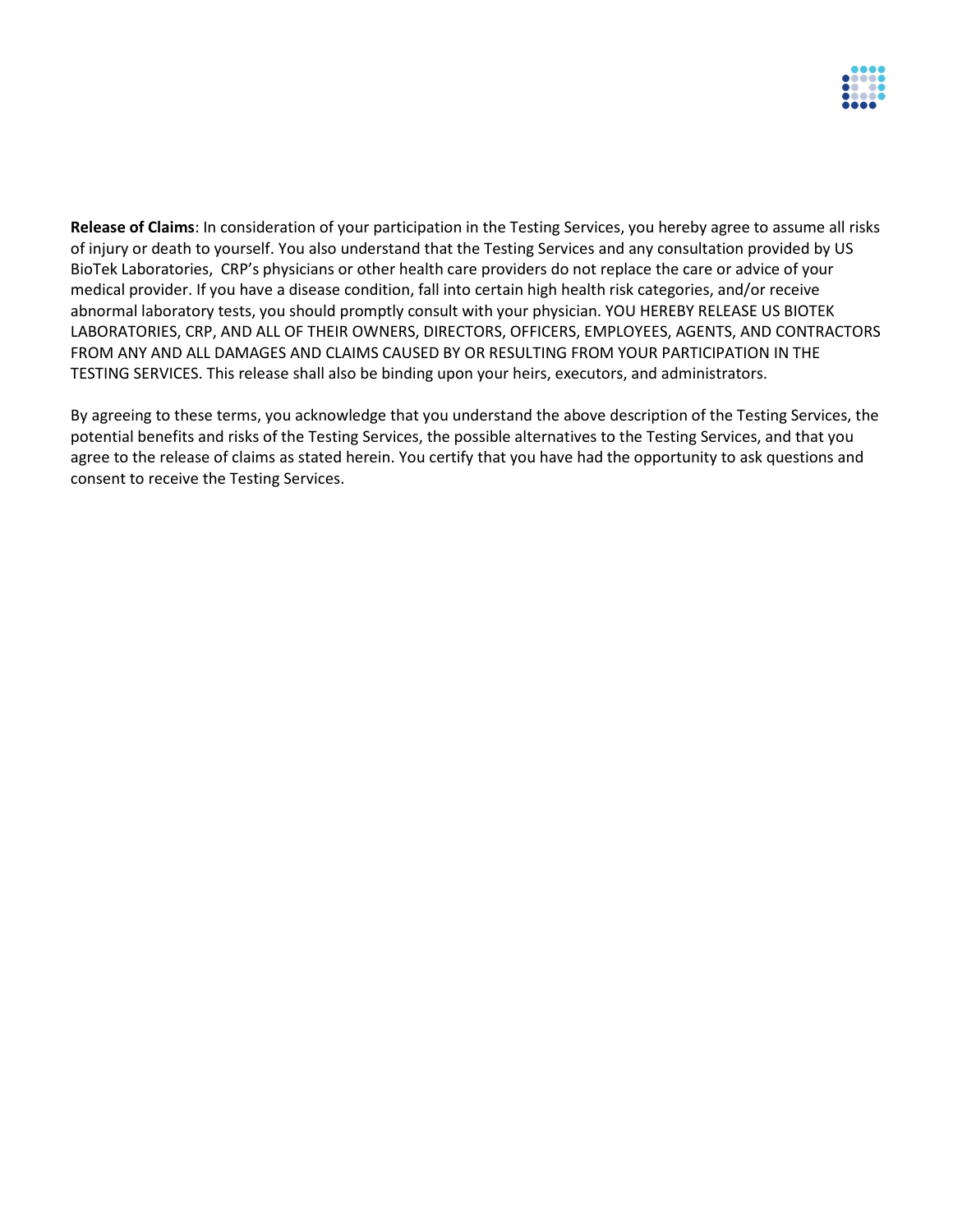**Release of Claims**: In consideration of your participation in the Testing Services, you hereby agree to assume all risks of injury or death to yourself. You also understand that the Testing Services and any consultation provided by US BioTek Laboratories,  CRP's physicians or other health care providers do not replace the care or advice of your medical provider. If you have a disease condition, fall into certain high health risk categories, and/or receive abnormal laboratory tests, you should promptly consult with your physician. YOU HEREBY RELEASE US BIOTEK LABORATORIES, CRP, AND ALL OF THEIR OWNERS, DIRECTORS, OFFICERS, EMPLOYEES, AGENTS, AND CONTRACTORS FROM ANY AND ALL DAMAGES AND CLAIMS CAUSED BY OR RESULTING FROM YOUR PARTICIPATION IN THE TESTING SERVICES. This release shall also be binding upon your heirs, executors, and administrators.

By agreeing to these terms, you acknowledge that you understand the above description of the Testing Services, the potential benefits and risks of the Testing Services, the possible alternatives to the Testing Services, and that you agree to the release of claims as stated herein. You certify that you have had the opportunity to ask questions and consent to receive the Testing Services.